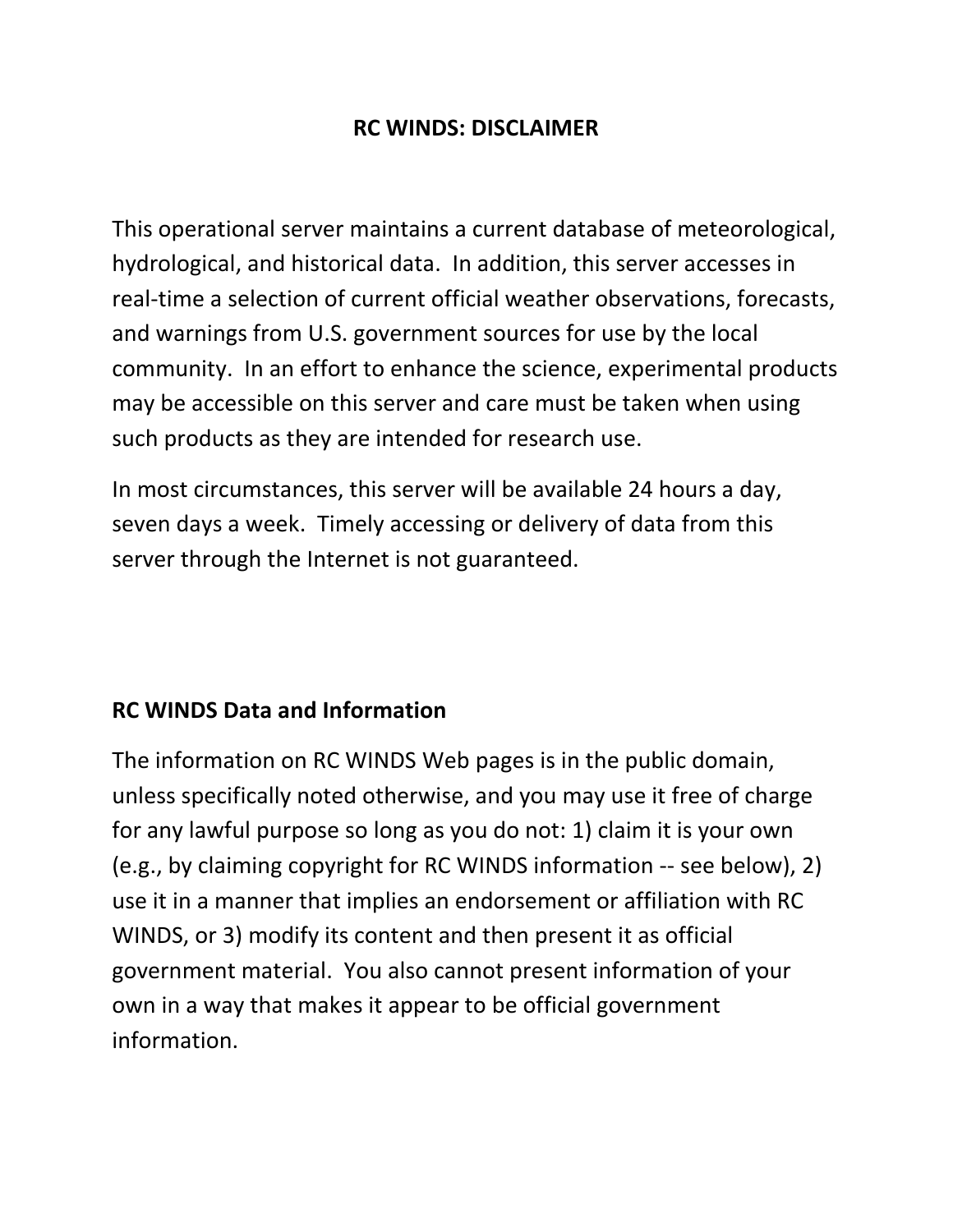# RC WINDS: DISCLAIMER

This operational server maintains a current database of meteorological, hydrological, and historical data. In addition, this server accesses in real-time a selection of current official weather observations, forecasts, and warnings from U.S. government sources for use by the local community. In an effort to enhance the science, experimental products may be accessible on this server and care must be taken when using such products as they are intended for research use.

In most circumstances, this server will be available 24 hours a day, seven days a week. Timely accessing or delivery of data from this server through the Internet is not guaranteed.

## RC WINDS Data and Information

The information on RC WINDS Web pages is in the public domain, unless specifically noted otherwise, and you may use it free of charge for any lawful purpose so long as you do not: 1) claim it is your own (e.g., by claiming copyright for RC WINDS information -- see below), 2) use it in a manner that implies an endorsement or affiliation with RC WINDS, or 3) modify its content and then present it as official government material. You also cannot present information of your own in a way that makes it appear to be official government information.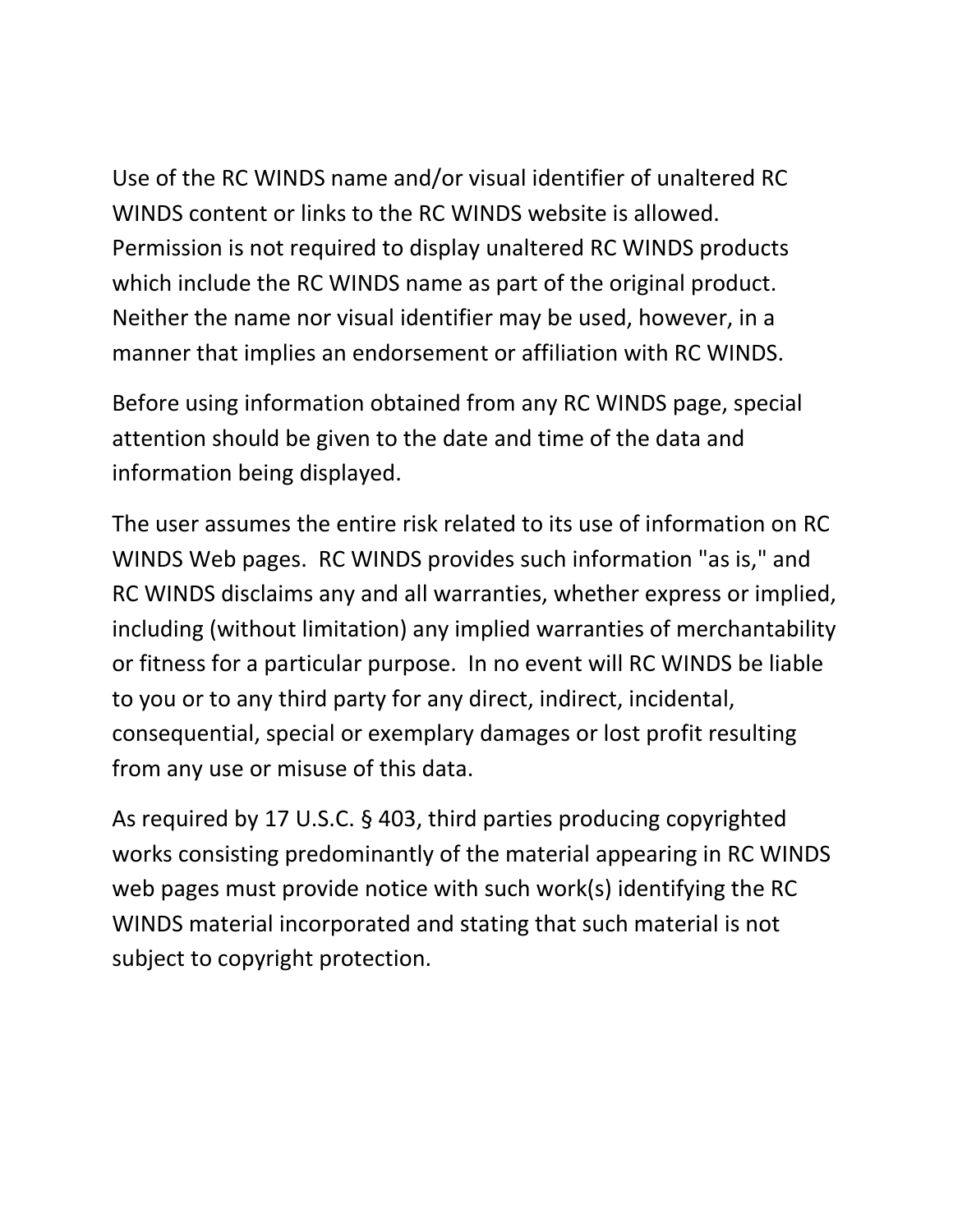Use of the RC WINDS name and/or visual identifier of unaltered RC WINDS content or links to the RC WINDS website is allowed. Permission is not required to display unaltered RC WINDS products which include the RC WINDS name as part of the original product. Neither the name nor visual identifier may be used, however, in a manner that implies an endorsement or affiliation with RC WINDS.

Before using information obtained from any RC WINDS page, special attention should be given to the date and time of the data and information being displayed.

The user assumes the entire risk related to its use of information on RC WINDS Web pages. RC WINDS provides such information "as is," and RC WINDS disclaims any and all warranties, whether express or implied, including (without limitation) any implied warranties of merchantability or fitness for a particular purpose. In no event will RC WINDS be liable to you or to any third party for any direct, indirect, incidental, consequential, special or exemplary damages or lost profit resulting from any use or misuse of this data.

As required by 17 U.S.C. § 403, third parties producing copyrighted works consisting predominantly of the material appearing in RC WINDS web pages must provide notice with such work(s) identifying the RC WINDS material incorporated and stating that such material is not subject to copyright protection.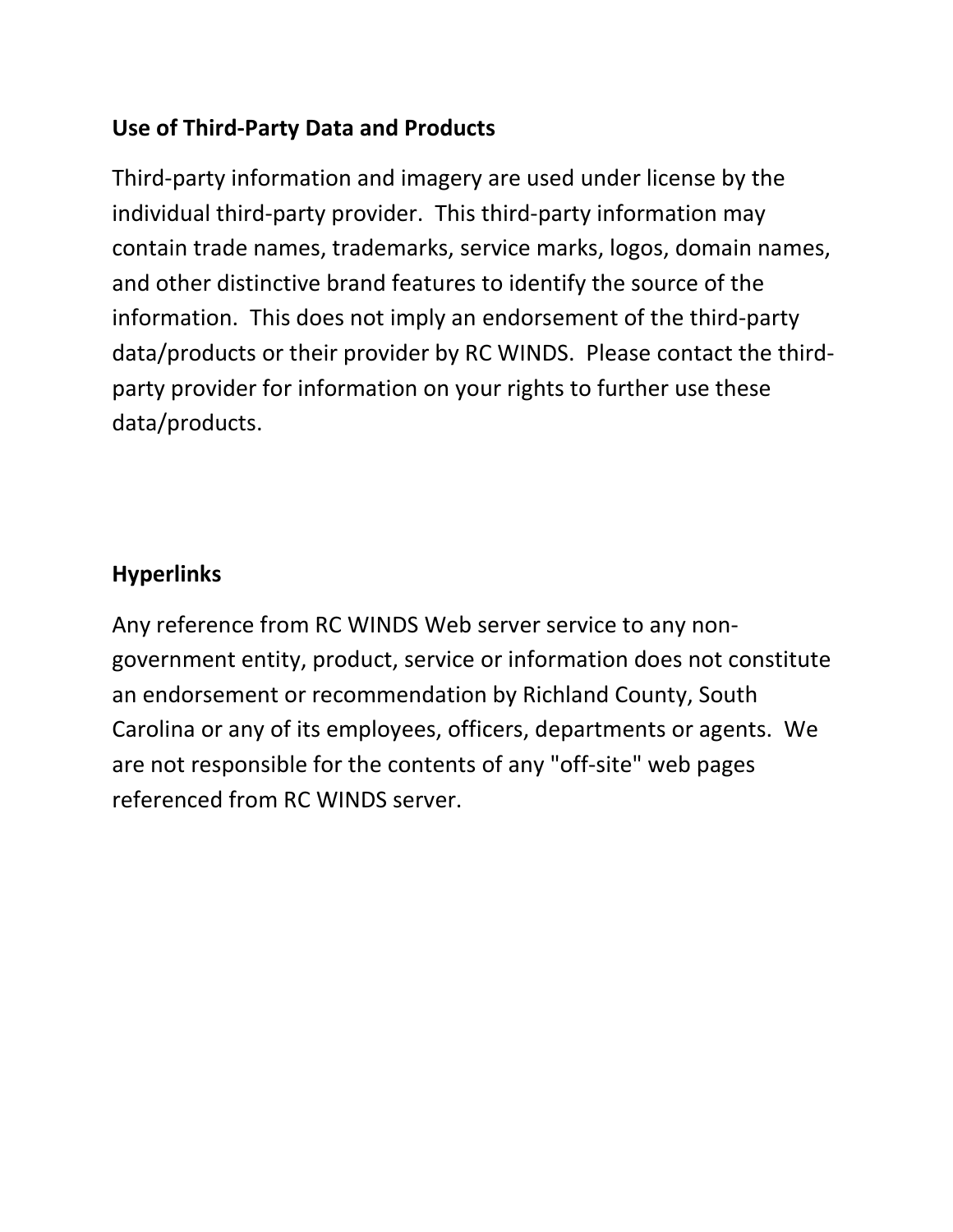## Use of Third-Party Data and Products

Third-party information and imagery are used under license by the individual third-party provider. This third-party information may contain trade names, trademarks, service marks, logos, domain names, and other distinctive brand features to identify the source of the information. This does not imply an endorsement of the third-party data/products or their provider by RC WINDS. Please contact the third-party provider for information on your rights to further use these data/products.

## Hyperlinks

Any reference from RC WINDS Web server service to any non-government entity, product, service or information does not constitute an endorsement or recommendation by Richland County, South Carolina or any of its employees, officers, departments or agents. We are not responsible for the contents of any "off-site" web pages referenced from RC WINDS server.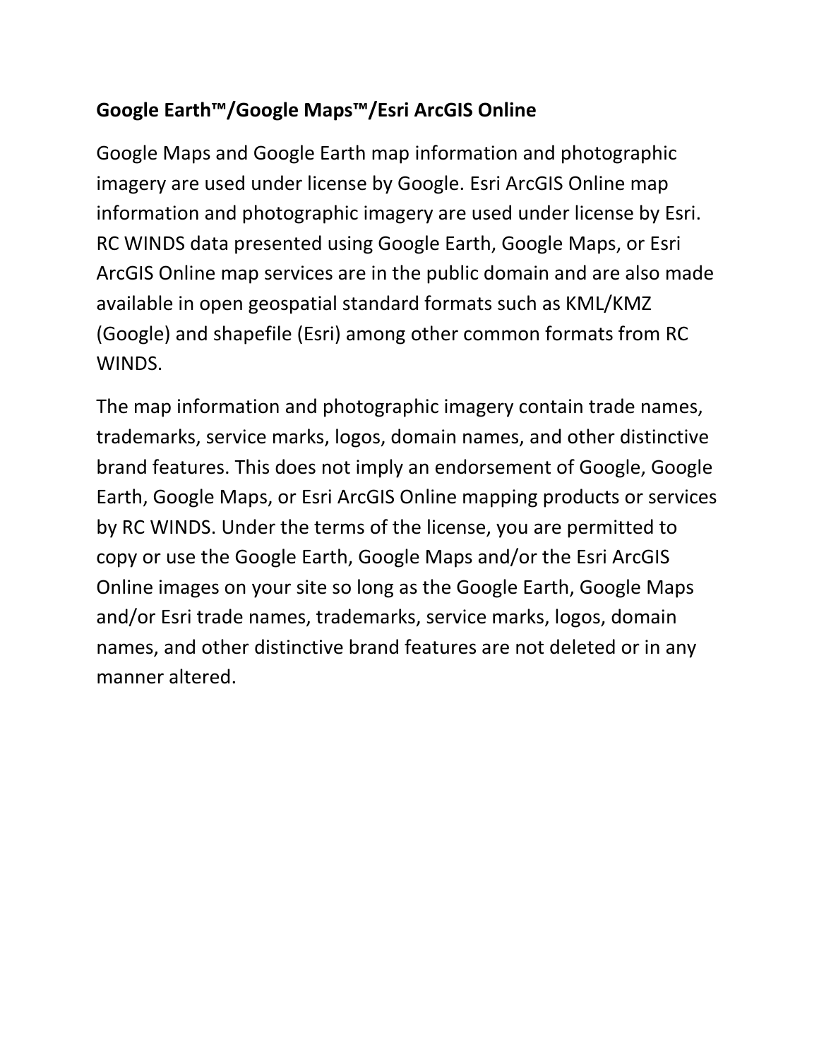**Google Earth™/Google Maps™/Esri ArcGIS Online**

Google Maps and Google Earth map information and photographic imagery are used under license by Google. Esri ArcGIS Online map information and photographic imagery are used under license by Esri. RC WINDS data presented using Google Earth, Google Maps, or Esri ArcGIS Online map services are in the public domain and are also made available in open geospatial standard formats such as KML/KMZ (Google) and shapefile (Esri) among other common formats from RC WINDS.

The map information and photographic imagery contain trade names, trademarks, service marks, logos, domain names, and other distinctive brand features. This does not imply an endorsement of Google, Google Earth, Google Maps, or Esri ArcGIS Online mapping products or services by RC WINDS. Under the terms of the license, you are permitted to copy or use the Google Earth, Google Maps and/or the Esri ArcGIS Online images on your site so long as the Google Earth, Google Maps and/or Esri trade names, trademarks, service marks, logos, domain names, and other distinctive brand features are not deleted or in any manner altered.